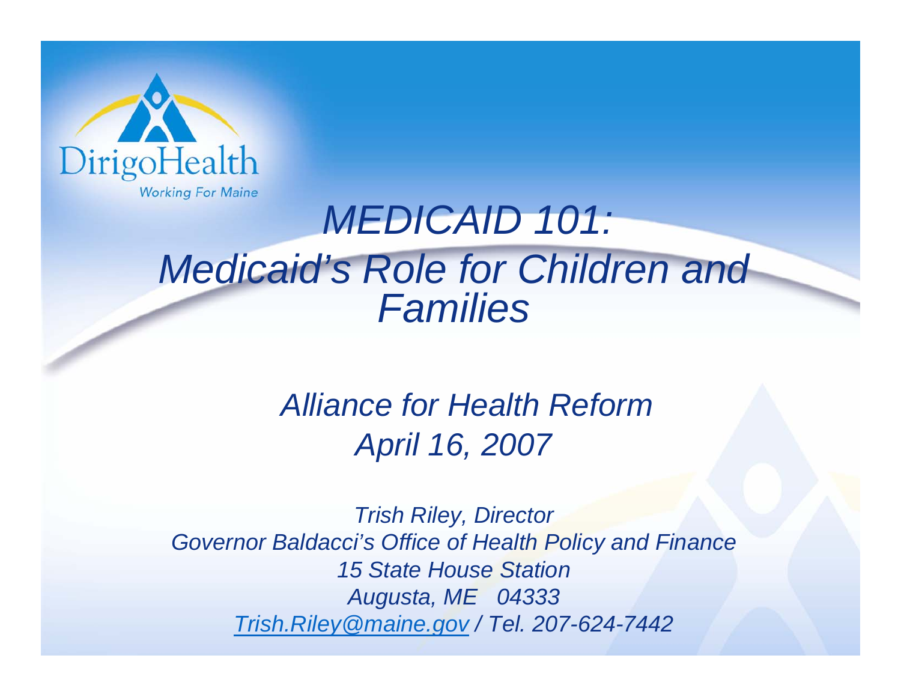DirigoHealth

Working For Maine

# *MEDICAID 101: Medicaid's Role for Children and Families*

*Alliance for Health Reform*
*April 16, 2007*

*Trish Riley, Director*
*Governor Baldacci's Office of Health Policy and Finance*
*15 State House Station*
*Augusta, ME 04333*
*Trish.Riley@maine.gov / Tel. 207-624-7442*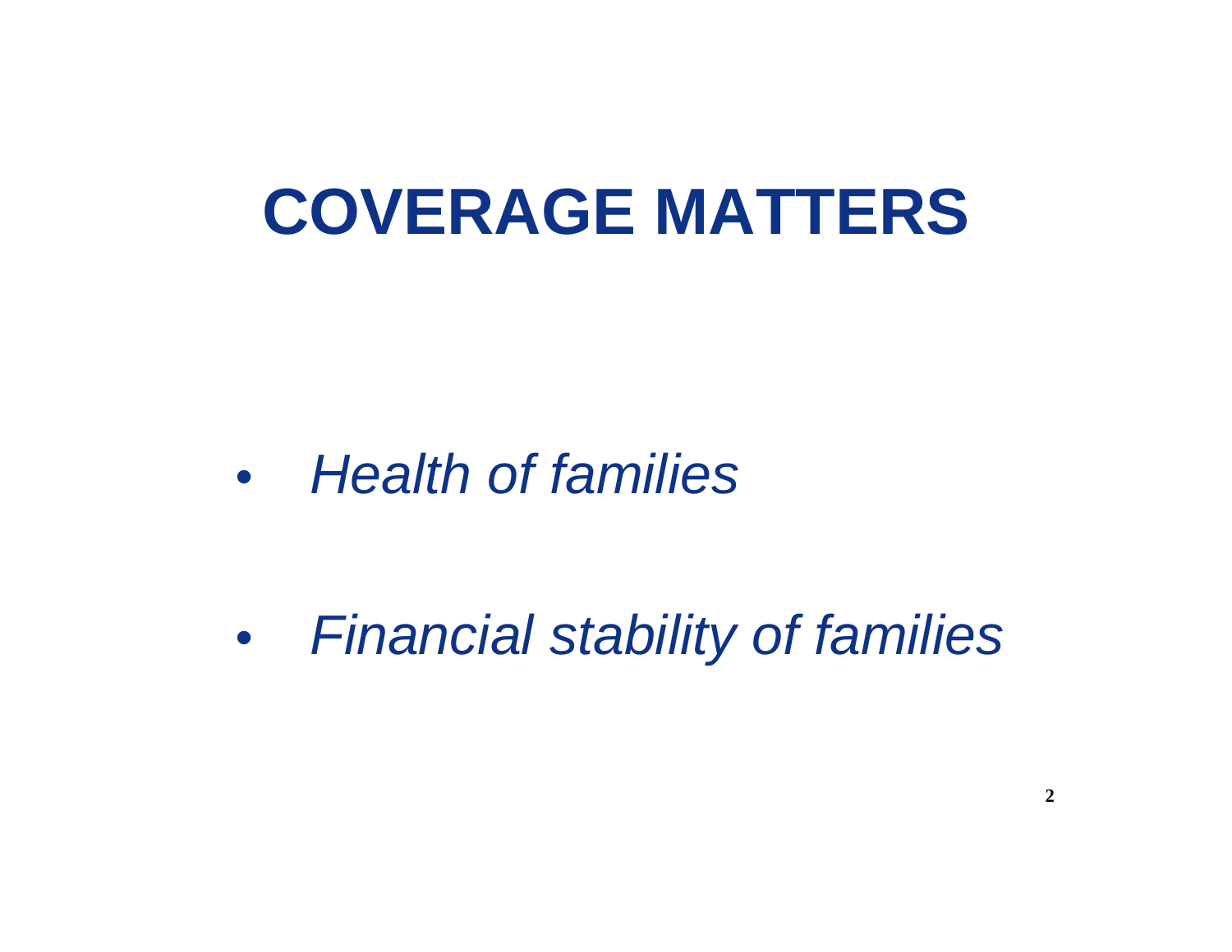# COVERAGE MATTERS

- *Health of families*
- *Financial stability of families*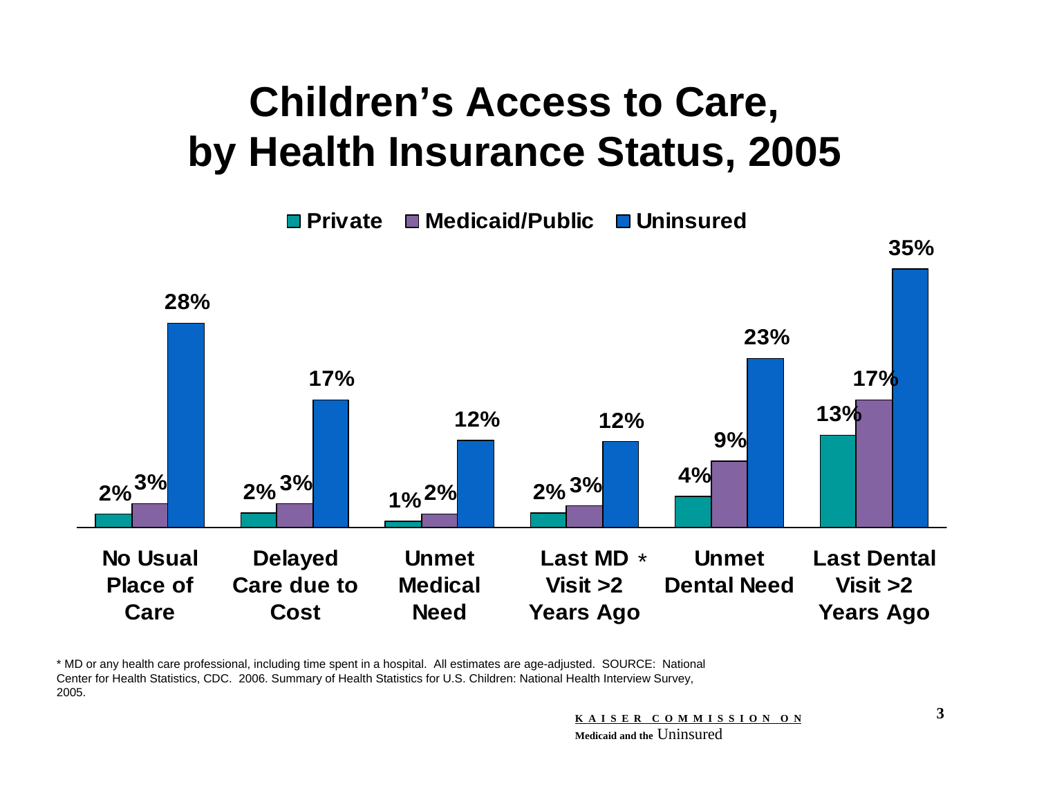# Children's Access to Care, by Health Insurance Status, 2005

| | Private | Medicaid/Public | Uninsured |
|---|---|---|---|
| No Usual Place of Care | 2% | 3% | 28% |
| Delayed Care due to Cost | 2% | 3% | 17% |
| Unmet Medical Need | 1% | 2% | 12% |
| Last MD * Visit >2 Years Ago | 2% | 3% | 12% |
| Unmet Dental Need | 4% | 9% | 23% |
| Last Dental Visit >2 Years Ago | 13% | 17% | 35% |

* MD or any health care professional, including time spent in a hospital. All estimates are age-adjusted. SOURCE: National Center for Health Statistics, CDC. 2006. Summary of Health Statistics for U.S. Children: National Health Interview Survey, 2005.

KAISER COMMISSION ON Medicaid and the Uninsured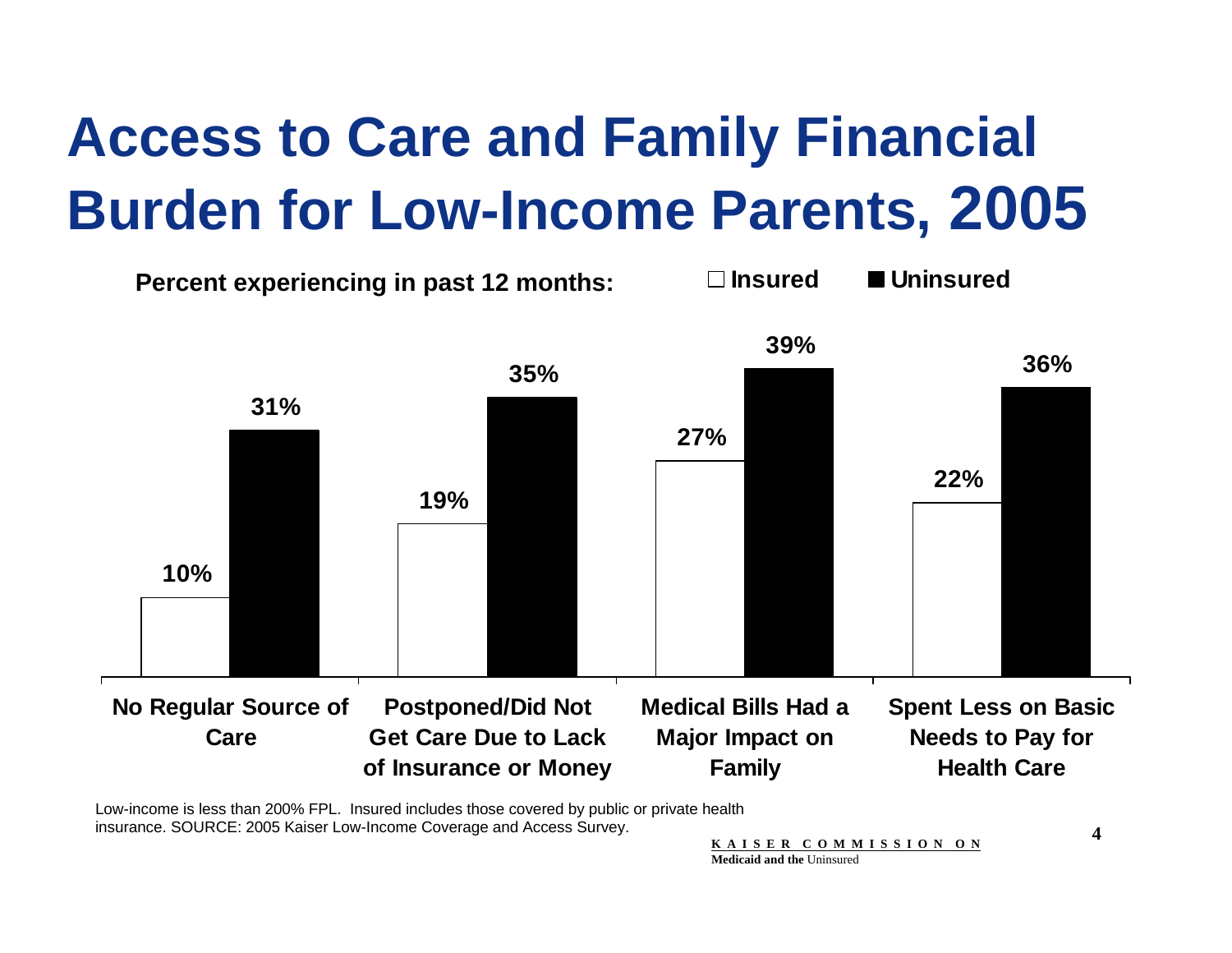# Access to Care and Family Financial Burden for Low-Income Parents, 2005

**Percent experiencing in past 12 months:**

| | Insured | Uninsured |
|---|---|---|
| No Regular Source of Care | 10% | 31% |
| Postponed/Did Not Get Care Due to Lack of Insurance or Money | 19% | 35% |
| Medical Bills Had a Major Impact on Family | 27% | 39% |
| Spent Less on Basic Needs to Pay for Health Care | 22% | 36% |

Low-income is less than 200% FPL. Insured includes those covered by public or private health insurance. SOURCE: 2005 Kaiser Low-Income Coverage and Access Survey.

KAISER COMMISSION ON Medicaid and the Uninsured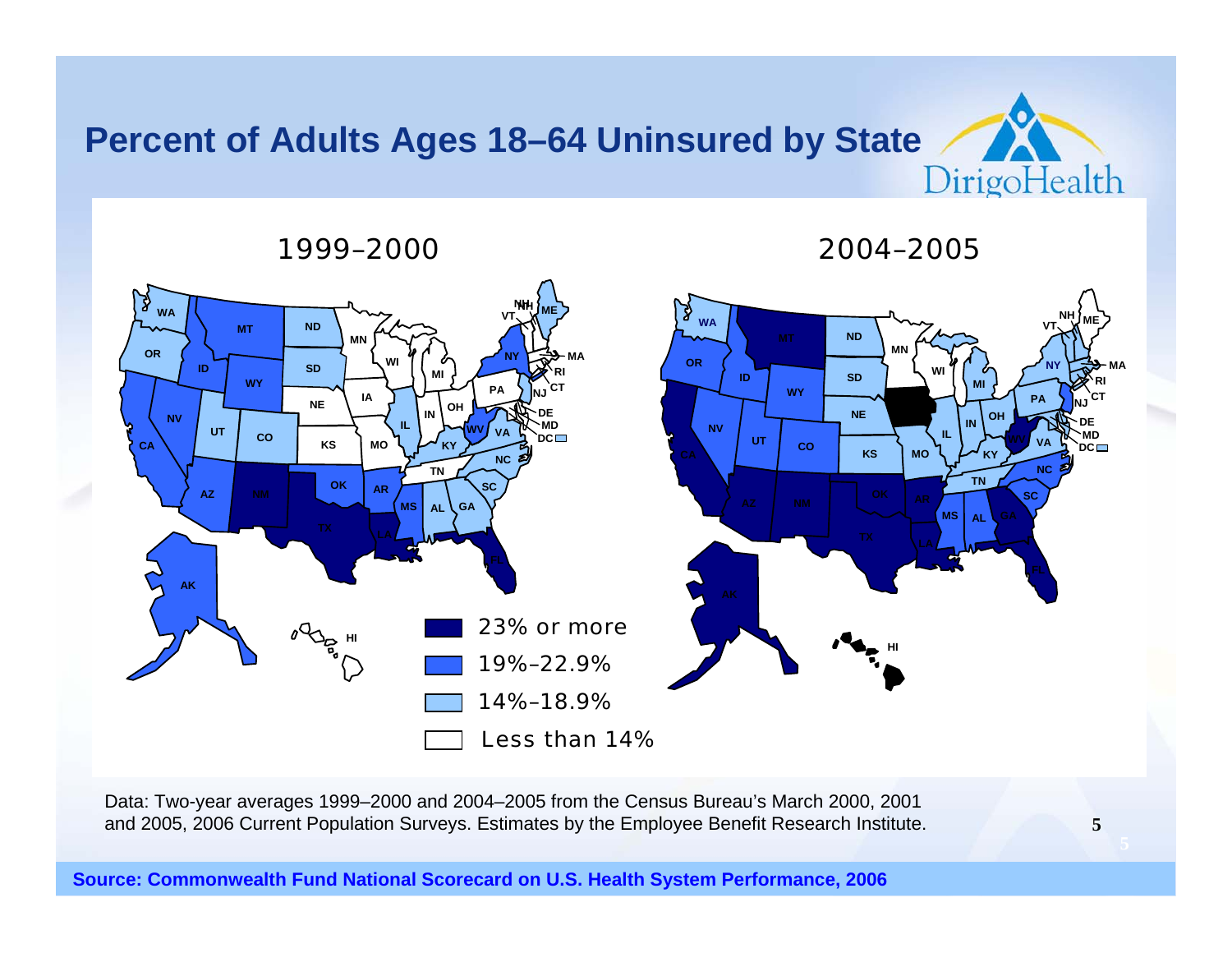# Percent of Adults Ages 18–64 Uninsured by State

DirigoHealth

1999–2000

2004–2005

- 23% or more
- 19%–22.9%
- 14%–18.9%
- Less than 14%

Data: Two-year averages 1999–2000 and 2004–2005 from the Census Bureau's March 2000, 2001 and 2005, 2006 Current Population Surveys. Estimates by the Employee Benefit Research Institute.

**Source: Commonwealth Fund National Scorecard on U.S. Health System Performance, 2006**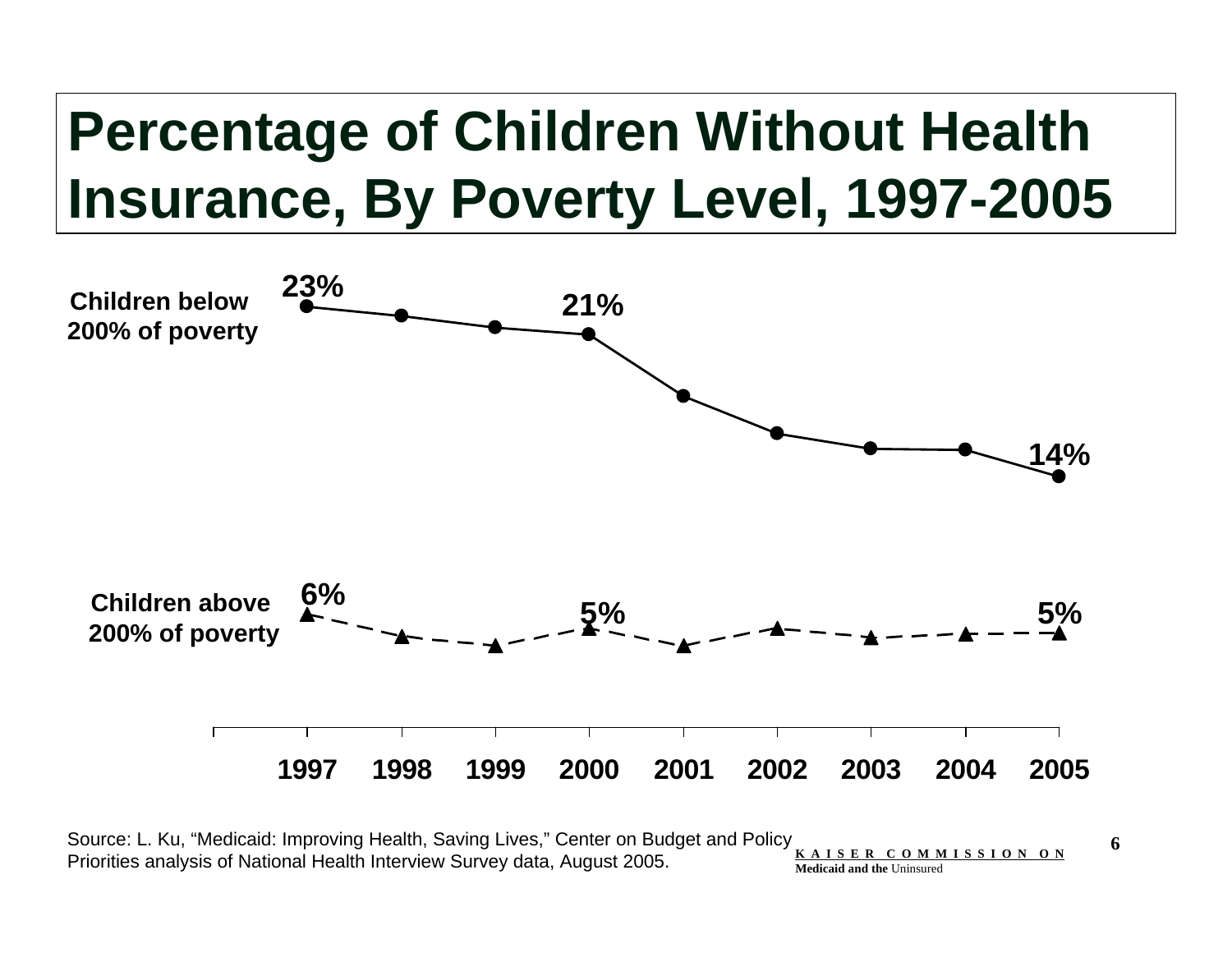# Percentage of Children Without Health Insurance, By Poverty Level, 1997-2005

Children below 200% of poverty: 23% (1997), 21% (2000), 14% (2005)

Children above 200% of poverty: 6% (1997), 5% (2000), 5% (2005)

1997 1998 1999 2000 2001 2002 2003 2004 2005

Source: L. Ku, "Medicaid: Improving Health, Saving Lives," Center on Budget and Policy Priorities analysis of National Health Interview Survey data, August 2005.

KAISER COMMISSION ON Medicaid and the Uninsured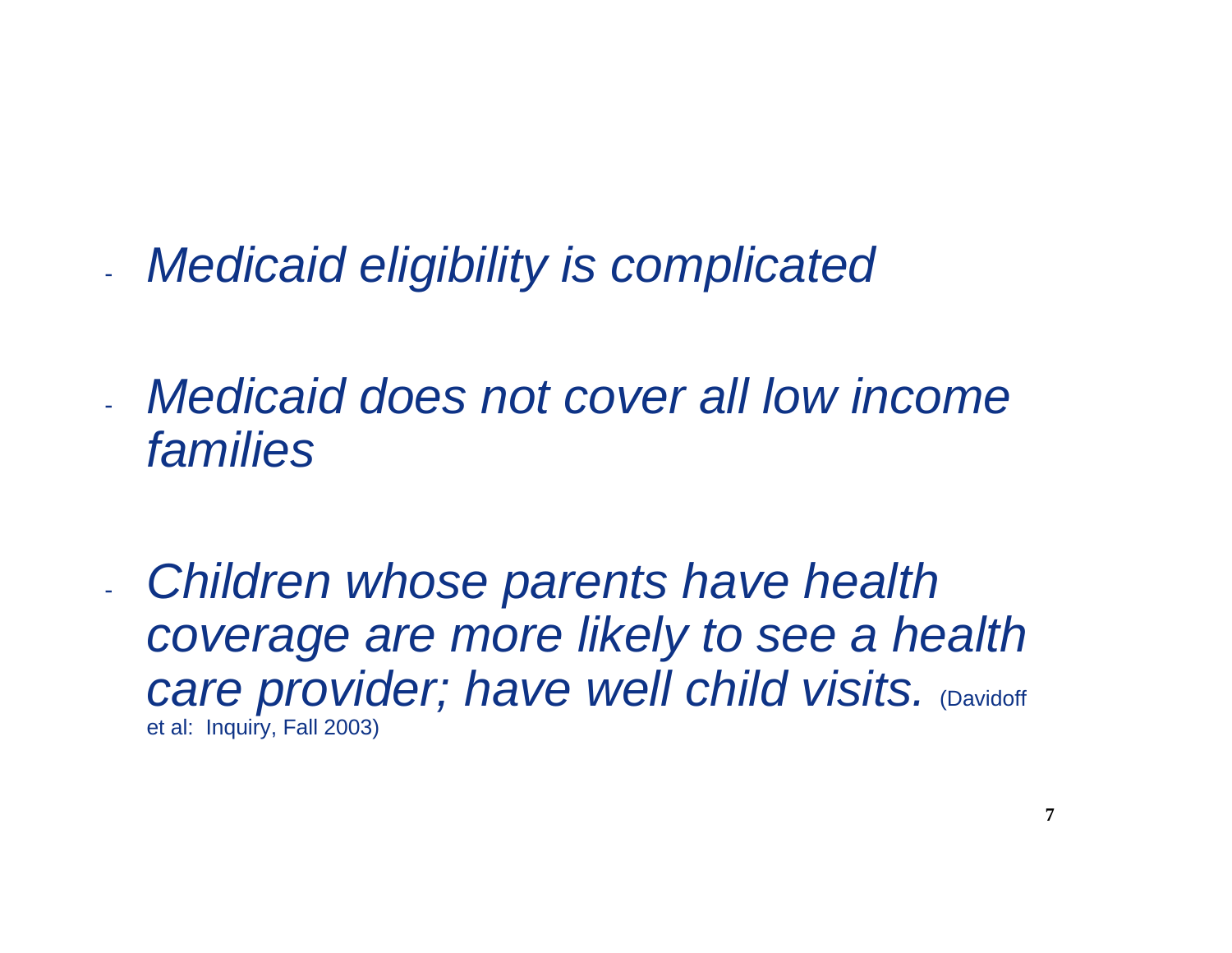- *Medicaid eligibility is complicated*

- *Medicaid does not cover all low income families*

- *Children whose parents have health coverage are more likely to see a health care provider; have well child visits.* (Davidoff et al: Inquiry, Fall 2003)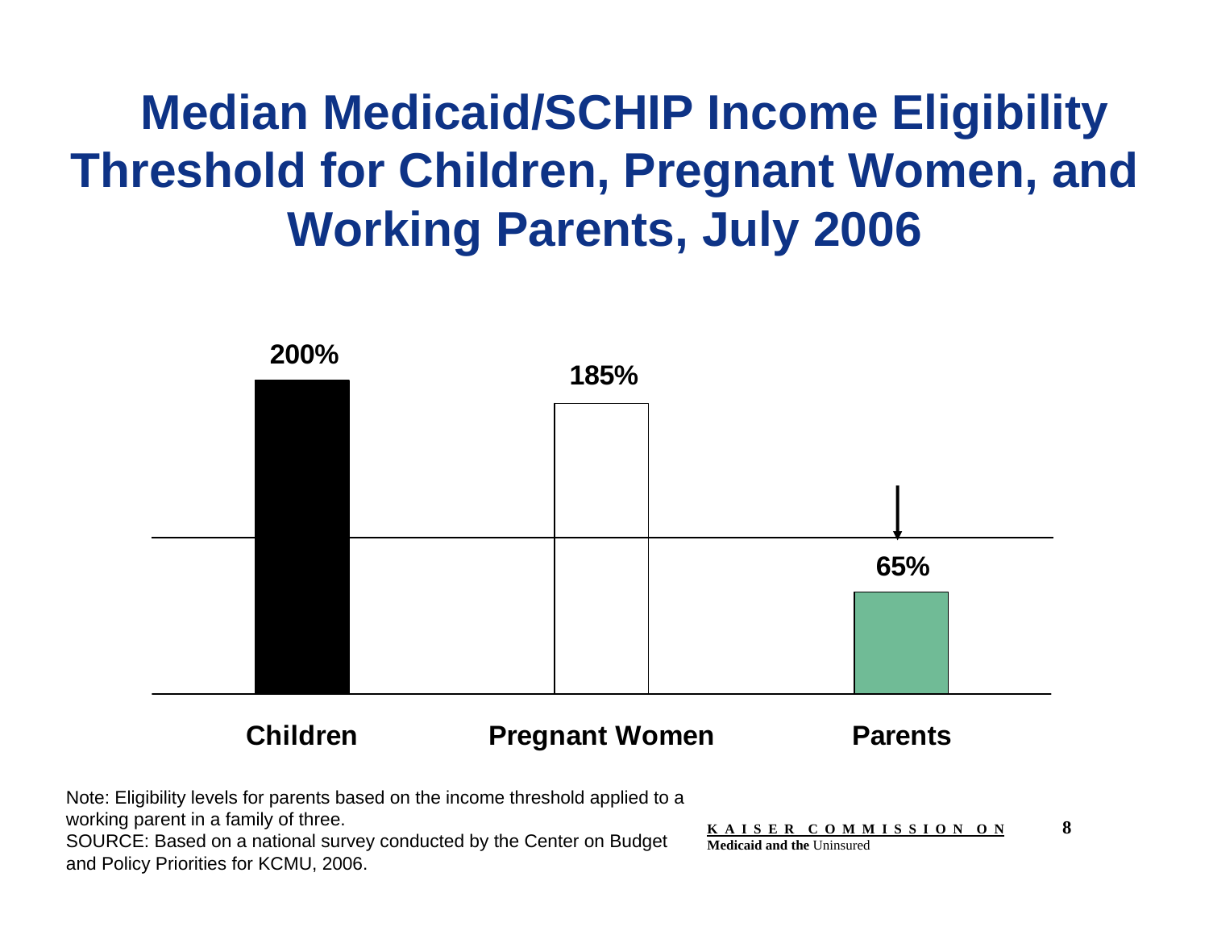# Median Medicaid/SCHIP Income Eligibility Threshold for Children, Pregnant Women, and Working Parents, July 2006

| Group | Median Income Eligibility Threshold |
|---|---|
| Children | 200% |
| Pregnant Women | 185% |
| Parents | 65% |

Note: Eligibility levels for parents based on the income threshold applied to a working parent in a family of three.
SOURCE: Based on a national survey conducted by the Center on Budget and Policy Priorities for KCMU, 2006.

KAISER COMMISSION ON Medicaid and the Uninsured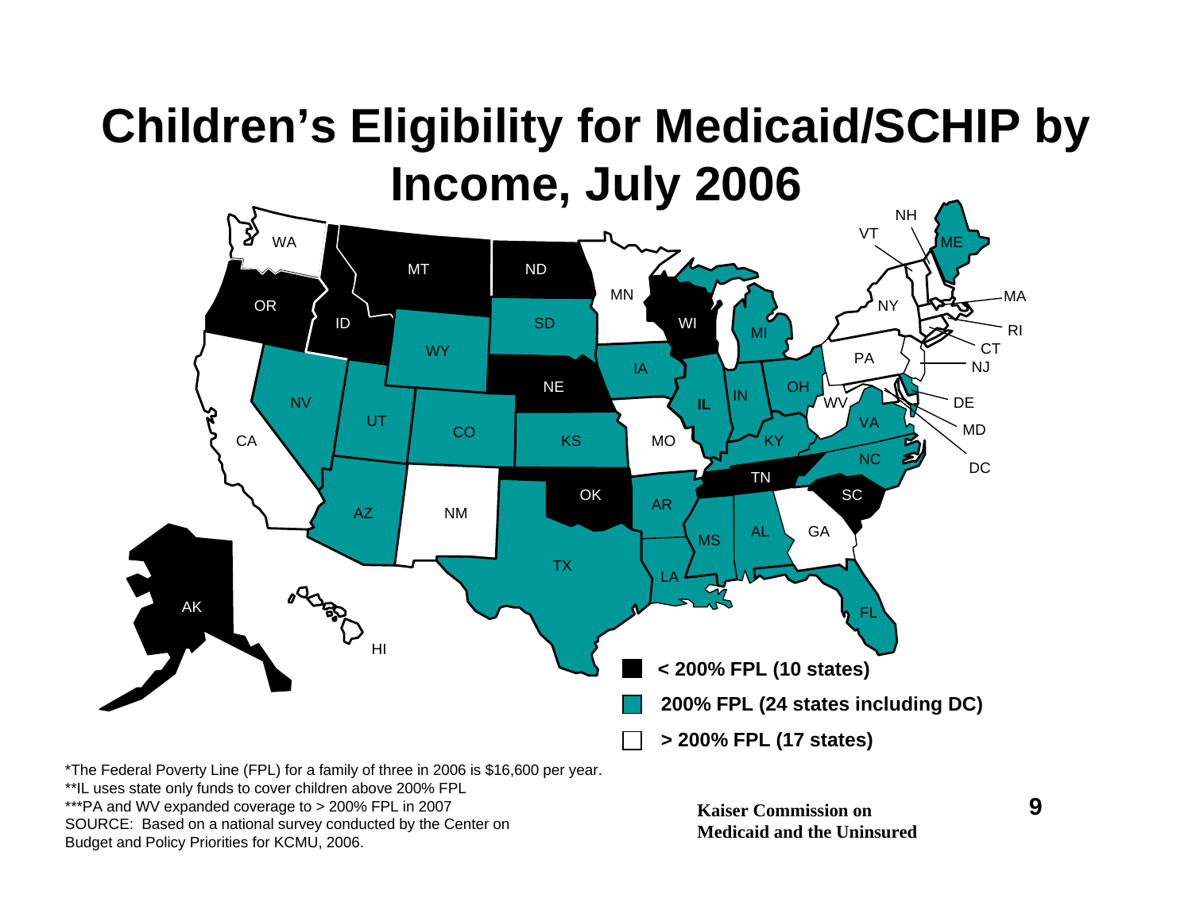# Children's Eligibility for Medicaid/SCHIP by Income, July 2006

- < 200% FPL (10 states)
- 200% FPL (24 states including DC)
- > 200% FPL (17 states)

*The Federal Poverty Line (FPL) for a family of three in 2006 is $16,600 per year.
**IL uses state only funds to cover children above 200% FPL
***PA and WV expanded coverage to > 200% FPL in 2007
SOURCE: Based on a national survey conducted by the Center on Budget and Policy Priorities for KCMU, 2006.

Kaiser Commission on Medicaid and the Uninsured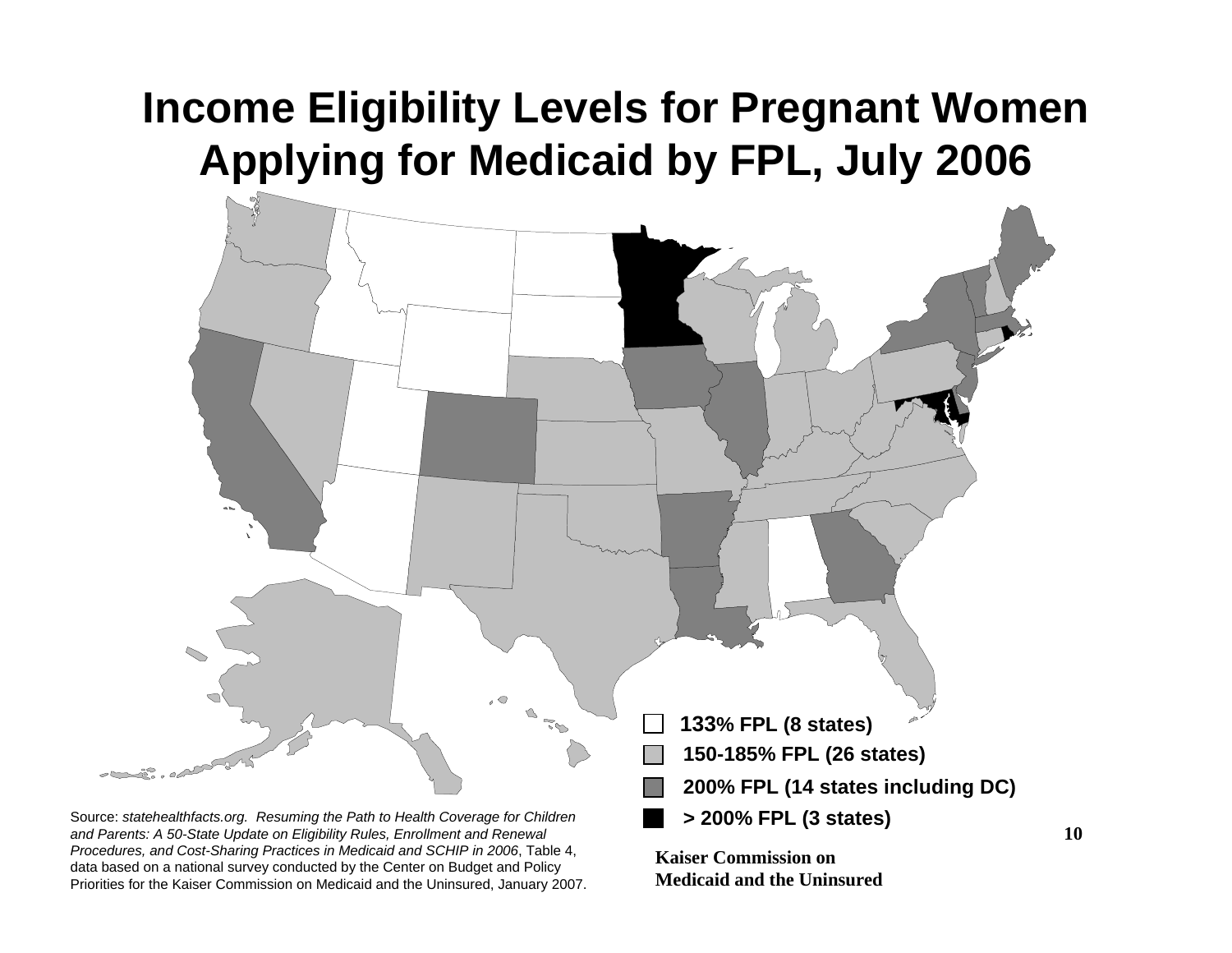# Income Eligibility Levels for Pregnant Women Applying for Medicaid by FPL, July 2006

- 133% FPL (8 states)
- 150-185% FPL (26 states)
- 200% FPL (14 states including DC)
- > 200% FPL (3 states)

Source: statehealthfacts.org. *Resuming the Path to Health Coverage for Children and Parents: A 50-State Update on Eligibility Rules, Enrollment and Renewal Procedures, and Cost-Sharing Practices in Medicaid and SCHIP in 2006*, Table 4, data based on a national survey conducted by the Center on Budget and Policy Priorities for the Kaiser Commission on Medicaid and the Uninsured, January 2007.

**Kaiser Commission on Medicaid and the Uninsured**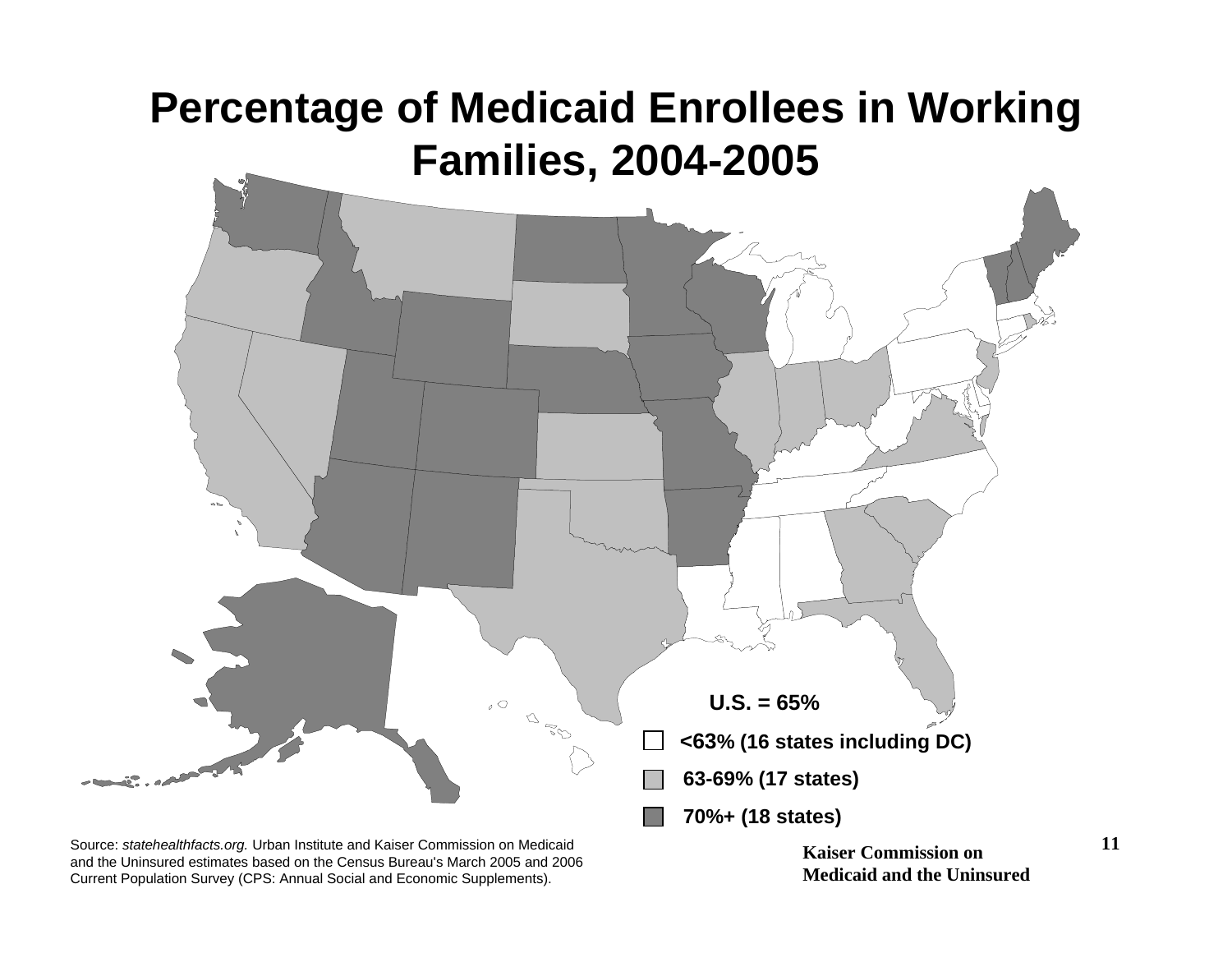# Percentage of Medicaid Enrollees in Working Families, 2004-2005

U.S. = 65%

- <63% (16 states including DC)
- 63-69% (17 states)
- 70%+ (18 states)

Source: *statehealthfacts.org.* Urban Institute and Kaiser Commission on Medicaid and the Uninsured estimates based on the Census Bureau's March 2005 and 2006 Current Population Survey (CPS: Annual Social and Economic Supplements).

**Kaiser Commission on Medicaid and the Uninsured**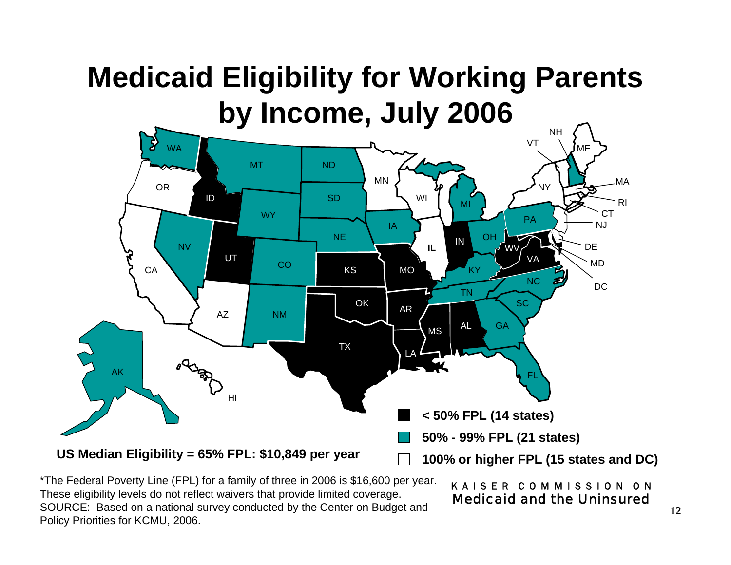# Medicaid Eligibility for Working Parents by Income, July 2006

- < 50% FPL (14 states)
- 50% - 99% FPL (21 states)
- 100% or higher FPL (15 states and DC)

**US Median Eligibility = 65% FPL: $10,849 per year**

*The Federal Poverty Line (FPL) for a family of three in 2006 is $16,600 per year. These eligibility levels do not reflect waivers that provide limited coverage.
SOURCE: Based on a national survey conducted by the Center on Budget and Policy Priorities for KCMU, 2006.

KAISER COMMISSION ON
Medicaid and the Uninsured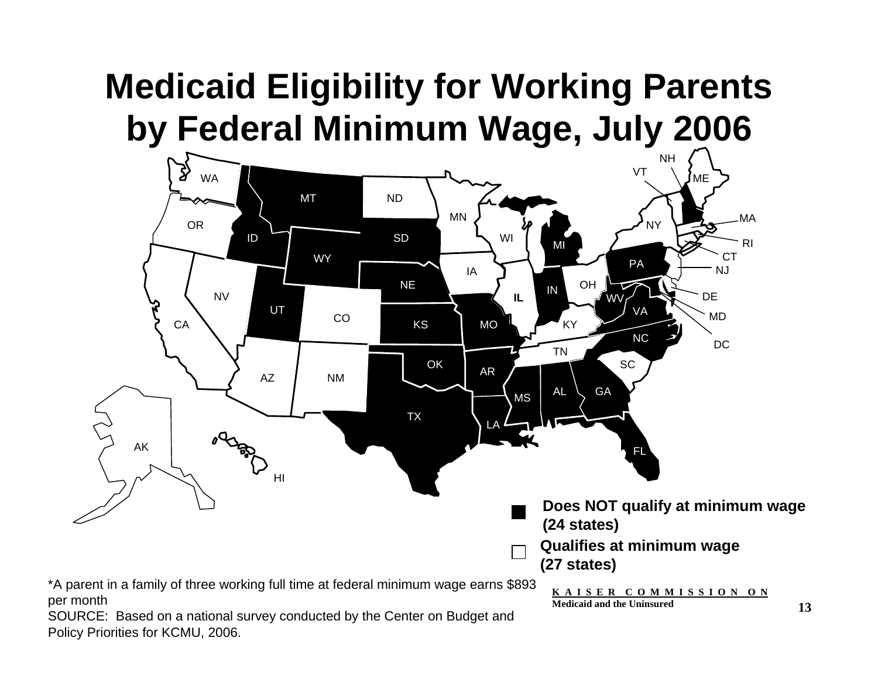# Medicaid Eligibility for Working Parents by Federal Minimum Wage, July 2006

WA, MT, ND, MN, OR, ID, SD, WI, MI, NY, VT, NH, ME, MA, RI, CT, NJ, WY, IA, PA, NE, IL, IN, OH, NV, UT, CO, KS, MO, KY, WV, VA, DE, MD, DC, CA, NC, TN, OK, AR, SC, AZ, NM, AL, GA, MS, TX, LA, FL, AK, HI

**Does NOT qualify at minimum wage (24 states)**

**Qualifies at minimum wage (27 states)**

*A parent in a family of three working full time at federal minimum wage earns $893 per month

SOURCE: Based on a national survey conducted by the Center on Budget and Policy Priorities for KCMU, 2006.

KAISER COMMISSION ON Medicaid and the Uninsured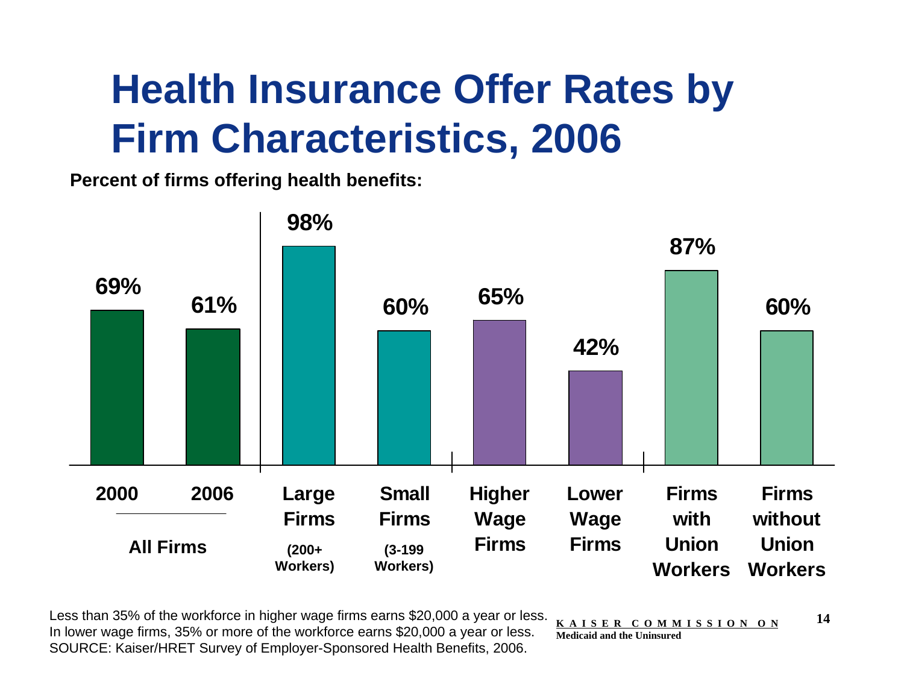# Health Insurance Offer Rates by Firm Characteristics, 2006

**Percent of firms offering health benefits:**

| Category | Group | Percent |
|---|---|---|
| 2000 | All Firms | 69% |
| 2006 | All Firms | 61% |
| Large Firms (200+ Workers) | | 98% |
| Small Firms (3-199 Workers) | | 60% |
| Higher Wage Firms | | 65% |
| Lower Wage Firms | | 42% |
| Firms with Union Workers | | 87% |
| Firms without Union Workers | | 60% |

Less than 35% of the workforce in higher wage firms earns $20,000 a year or less.
In lower wage firms, 35% or more of the workforce earns $20,000 a year or less.
SOURCE: Kaiser/HRET Survey of Employer-Sponsored Health Benefits, 2006.

KAISER COMMISSION ON Medicaid and the Uninsured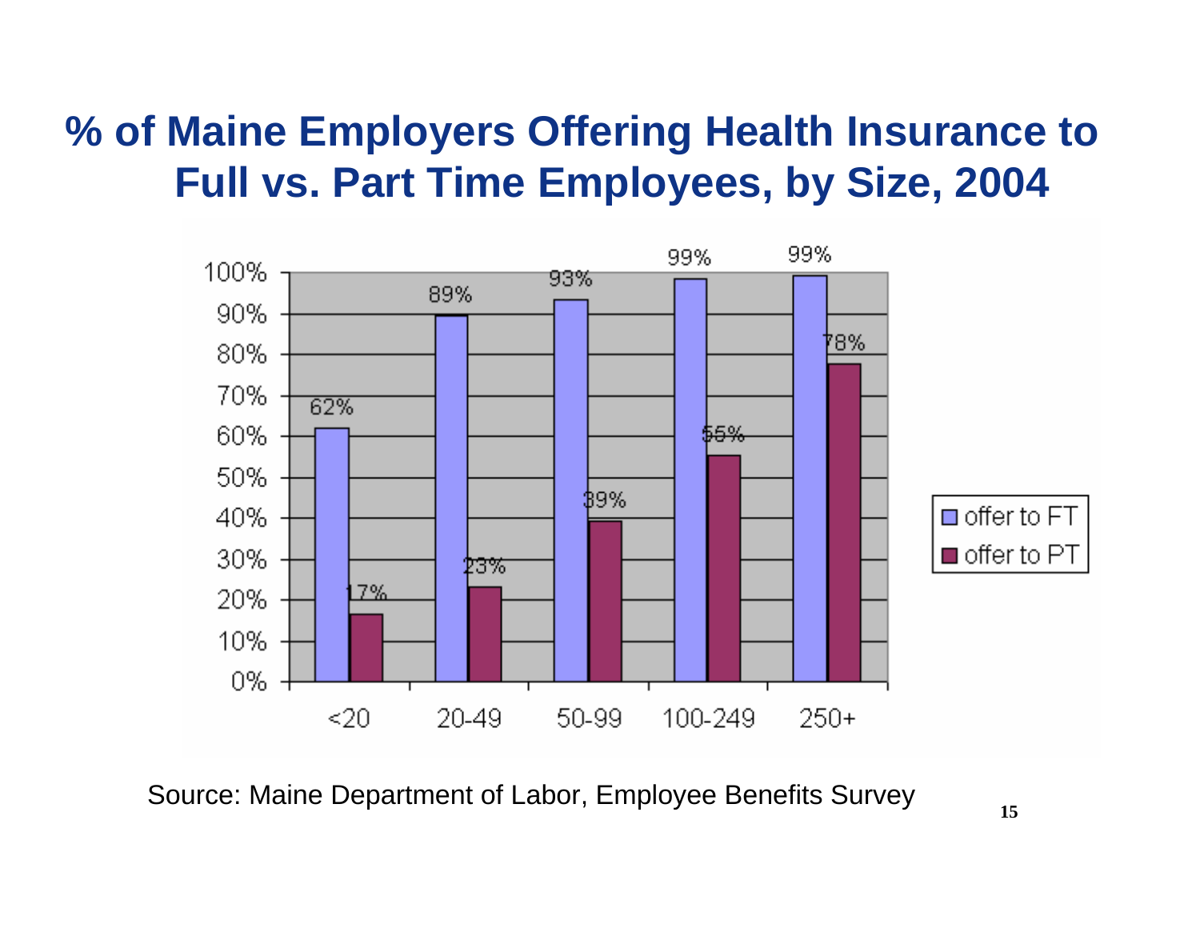# % of Maine Employers Offering Health Insurance to Full vs. Part Time Employees, by Size, 2004

| Size | offer to FT | offer to PT |
|---|---|---|
| <20 | 62% | 17% |
| 20-49 | 89% | 23% |
| 50-99 | 93% | 39% |
| 100-249 | 99% | 55% |
| 250+ | 99% | 78% |

Source: Maine Department of Labor, Employee Benefits Survey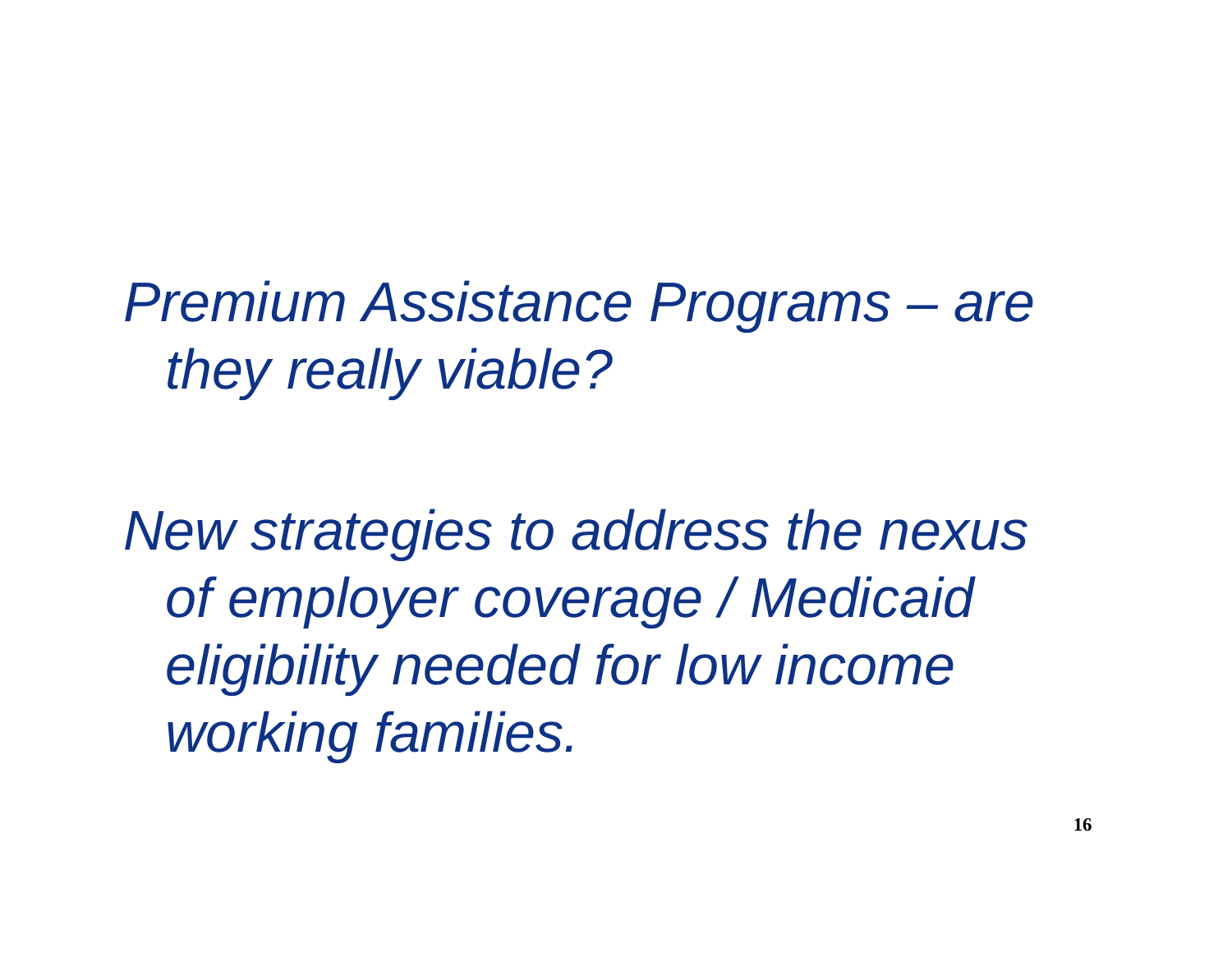*Premium Assistance Programs – are they really viable?*

*New strategies to address the nexus of employer coverage / Medicaid eligibility needed for low income working families.*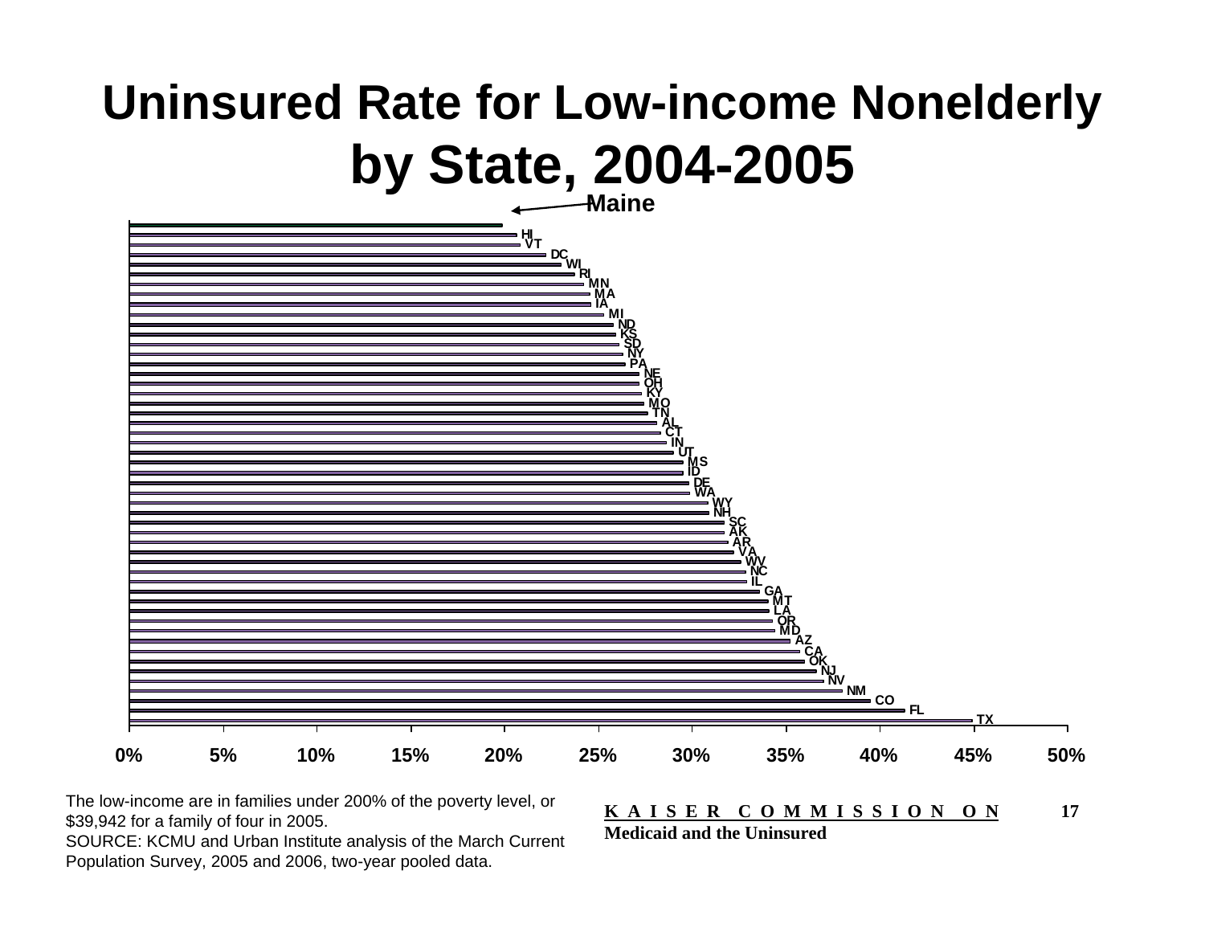# Uninsured Rate for Low-income Nonelderly by State, 2004-2005

Maine

HI
VT
DC
WI
RI
MN
MA
IA
MI
ND
KS
SD
NY
PA
NE
OH
KY
MO
TN
AL
CT
IN
UT
MS
ID
DE
WA
WY
NH
SC
AK
AR
VA
WV
NC
IL
GA
MT
LA
OR
MD
AZ
CA
OK
NJ
NV
NM
CO
FL
TX

0%
5%
10%
15%
20%
25%
30%
35%
40%
45%
50%

The low-income are in families under 200% of the poverty level, or $39,942 for a family of four in 2005.
SOURCE: KCMU and Urban Institute analysis of the March Current Population Survey, 2005 and 2006, two-year pooled data.

**K A I S E R C O M M I S S I O N O N**
**Medicaid and the Uninsured**